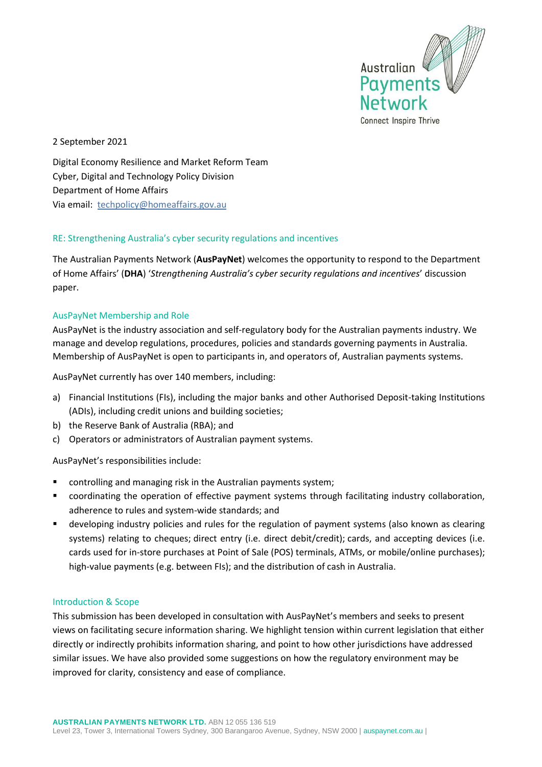2 September 2021

Digital Economy Resilience and Market Reform Team
Cyber, Digital and Technology Policy Division
Department of Home Affairs
Via email: techpolicy@homeaffairs.gov.au

## RE: Strengthening Australia's cyber security regulations and incentives

The Australian Payments Network (**AusPayNet**) welcomes the opportunity to respond to the Department of Home Affairs' (**DHA**) '*Strengthening Australia's cyber security regulations and incentives*' discussion paper.

## AusPayNet Membership and Role

AusPayNet is the industry association and self-regulatory body for the Australian payments industry. We manage and develop regulations, procedures, policies and standards governing payments in Australia. Membership of AusPayNet is open to participants in, and operators of, Australian payments systems.

AusPayNet currently has over 140 members, including:

a) Financial Institutions (FIs), including the major banks and other Authorised Deposit-taking Institutions (ADIs), including credit unions and building societies;
b) the Reserve Bank of Australia (RBA); and
c) Operators or administrators of Australian payment systems.

AusPayNet's responsibilities include:

- controlling and managing risk in the Australian payments system;
- coordinating the operation of effective payment systems through facilitating industry collaboration, adherence to rules and system-wide standards; and
- developing industry policies and rules for the regulation of payment systems (also known as clearing systems) relating to cheques; direct entry (i.e. direct debit/credit); cards, and accepting devices (i.e. cards used for in-store purchases at Point of Sale (POS) terminals, ATMs, or mobile/online purchases); high-value payments (e.g. between FIs); and the distribution of cash in Australia.

## Introduction & Scope

This submission has been developed in consultation with AusPayNet's members and seeks to present views on facilitating secure information sharing. We highlight tension within current legislation that either directly or indirectly prohibits information sharing, and point to how other jurisdictions have addressed similar issues. We have also provided some suggestions on how the regulatory environment may be improved for clarity, consistency and ease of compliance.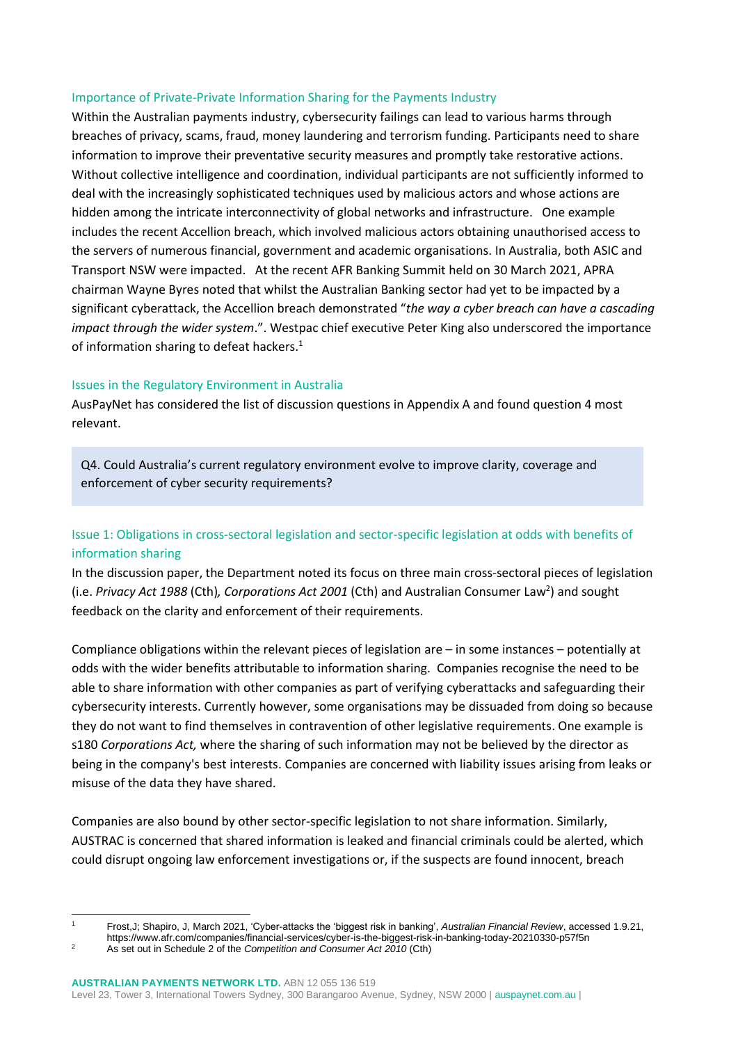### Importance of Private-Private Information Sharing for the Payments Industry

Within the Australian payments industry, cybersecurity failings can lead to various harms through breaches of privacy, scams, fraud, money laundering and terrorism funding. Participants need to share information to improve their preventative security measures and promptly take restorative actions. Without collective intelligence and coordination, individual participants are not sufficiently informed to deal with the increasingly sophisticated techniques used by malicious actors and whose actions are hidden among the intricate interconnectivity of global networks and infrastructure. One example includes the recent Accellion breach, which involved malicious actors obtaining unauthorised access to the servers of numerous financial, government and academic organisations. In Australia, both ASIC and Transport NSW were impacted. At the recent AFR Banking Summit held on 30 March 2021, APRA chairman Wayne Byres noted that whilst the Australian Banking sector had yet to be impacted by a significant cyberattack, the Accellion breach demonstrated "*the way a cyber breach can have a cascading impact through the wider system*.". Westpac chief executive Peter King also underscored the importance of information sharing to defeat hackers.[1]

### Issues in the Regulatory Environment in Australia

AusPayNet has considered the list of discussion questions in Appendix A and found question 4 most relevant.

> Q4. Could Australia's current regulatory environment evolve to improve clarity, coverage and enforcement of cyber security requirements?

### Issue 1: Obligations in cross-sectoral legislation and sector-specific legislation at odds with benefits of information sharing

In the discussion paper, the Department noted its focus on three main cross-sectoral pieces of legislation (i.e. *Privacy Act 1988* (Cth)*, Corporations Act 2001* (Cth) and Australian Consumer Law[2]) and sought feedback on the clarity and enforcement of their requirements.

Compliance obligations within the relevant pieces of legislation are – in some instances – potentially at odds with the wider benefits attributable to information sharing. Companies recognise the need to be able to share information with other companies as part of verifying cyberattacks and safeguarding their cybersecurity interests. Currently however, some organisations may be dissuaded from doing so because they do not want to find themselves in contravention of other legislative requirements. One example is s180 *Corporations Act,* where the sharing of such information may not be believed by the director as being in the company's best interests. Companies are concerned with liability issues arising from leaks or misuse of the data they have shared.

Companies are also bound by other sector-specific legislation to not share information. Similarly, AUSTRAC is concerned that shared information is leaked and financial criminals could be alerted, which could disrupt ongoing law enforcement investigations or, if the suspects are found innocent, breach

---

[1] Frost,J; Shapiro, J, March 2021, 'Cyber-attacks the 'biggest risk in banking', *Australian Financial Review*, accessed 1.9.21, https://www.afr.com/companies/financial-services/cyber-is-the-biggest-risk-in-banking-today-20210330-p57f5n

[2] As set out in Schedule 2 of the *Competition and Consumer Act 2010* (Cth)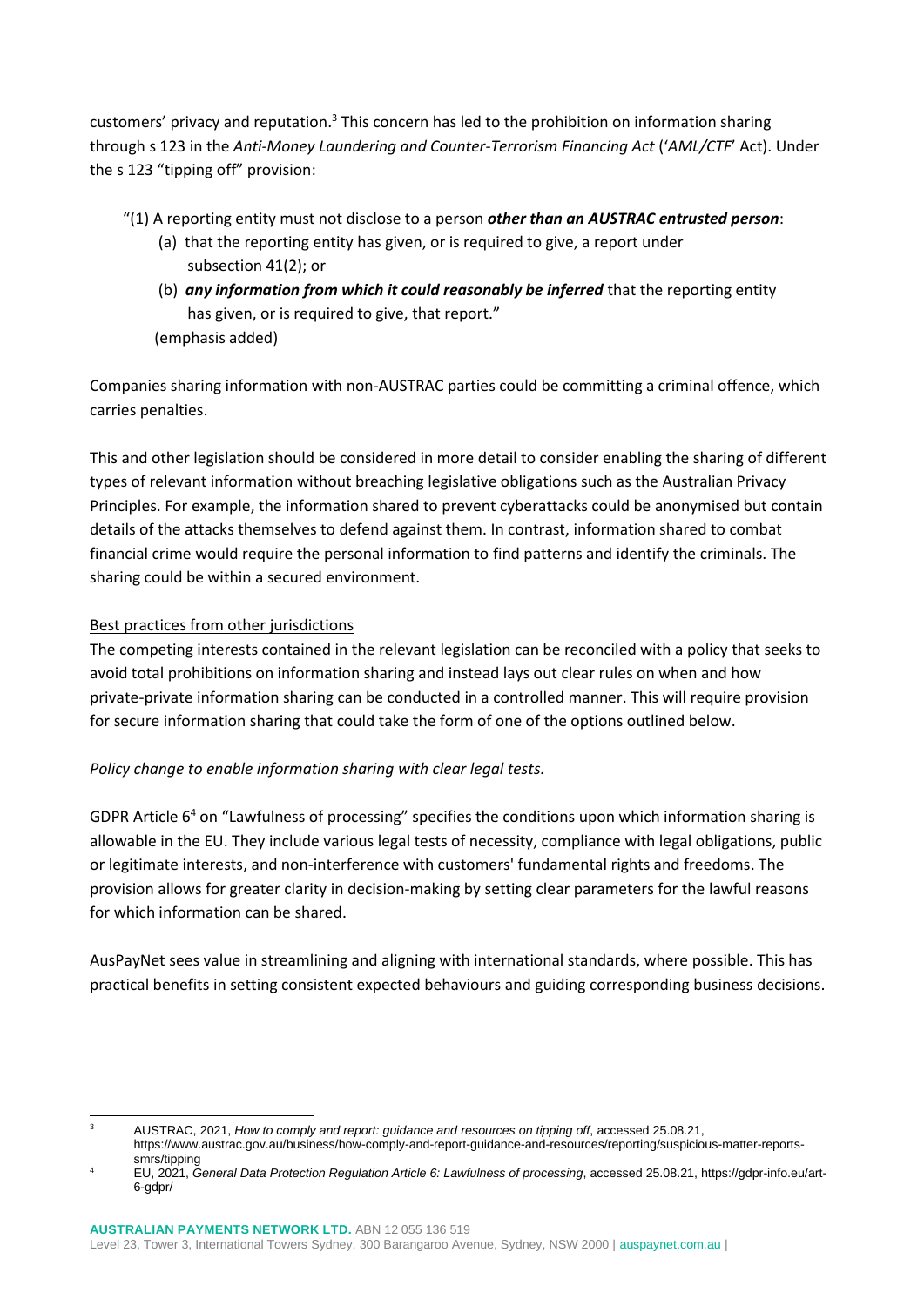customers' privacy and reputation.[3] This concern has led to the prohibition on information sharing through s 123 in the *Anti-Money Laundering and Counter-Terrorism Financing Act* ('*AML/CTF*' Act). Under the s 123 "tipping off" provision:

"(1) A reporting entity must not disclose to a person ***other than an AUSTRAC entrusted person***:

(a) that the reporting entity has given, or is required to give, a report under subsection 41(2); or

(b) ***any information from which it could reasonably be inferred*** that the reporting entity has given, or is required to give, that report."

(emphasis added)

Companies sharing information with non-AUSTRAC parties could be committing a criminal offence, which carries penalties.

This and other legislation should be considered in more detail to consider enabling the sharing of different types of relevant information without breaching legislative obligations such as the Australian Privacy Principles. For example, the information shared to prevent cyberattacks could be anonymised but contain details of the attacks themselves to defend against them. In contrast, information shared to combat financial crime would require the personal information to find patterns and identify the criminals. The sharing could be within a secured environment.

Best practices from other jurisdictions

The competing interests contained in the relevant legislation can be reconciled with a policy that seeks to avoid total prohibitions on information sharing and instead lays out clear rules on when and how private-private information sharing can be conducted in a controlled manner. This will require provision for secure information sharing that could take the form of one of the options outlined below.

*Policy change to enable information sharing with clear legal tests.*

GDPR Article 6[4] on "Lawfulness of processing" specifies the conditions upon which information sharing is allowable in the EU. They include various legal tests of necessity, compliance with legal obligations, public or legitimate interests, and non-interference with customers' fundamental rights and freedoms. The provision allows for greater clarity in decision-making by setting clear parameters for the lawful reasons for which information can be shared.

AusPayNet sees value in streamlining and aligning with international standards, where possible. This has practical benefits in setting consistent expected behaviours and guiding corresponding business decisions.

---

[3] AUSTRAC, 2021, *How to comply and report: guidance and resources on tipping off*, accessed 25.08.21, https://www.austrac.gov.au/business/how-comply-and-report-guidance-and-resources/reporting/suspicious-matter-reports-smrs/tipping

[4] EU, 2021, *General Data Protection Regulation Article 6: Lawfulness of processing*, accessed 25.08.21, https://gdpr-info.eu/art-6-gdpr/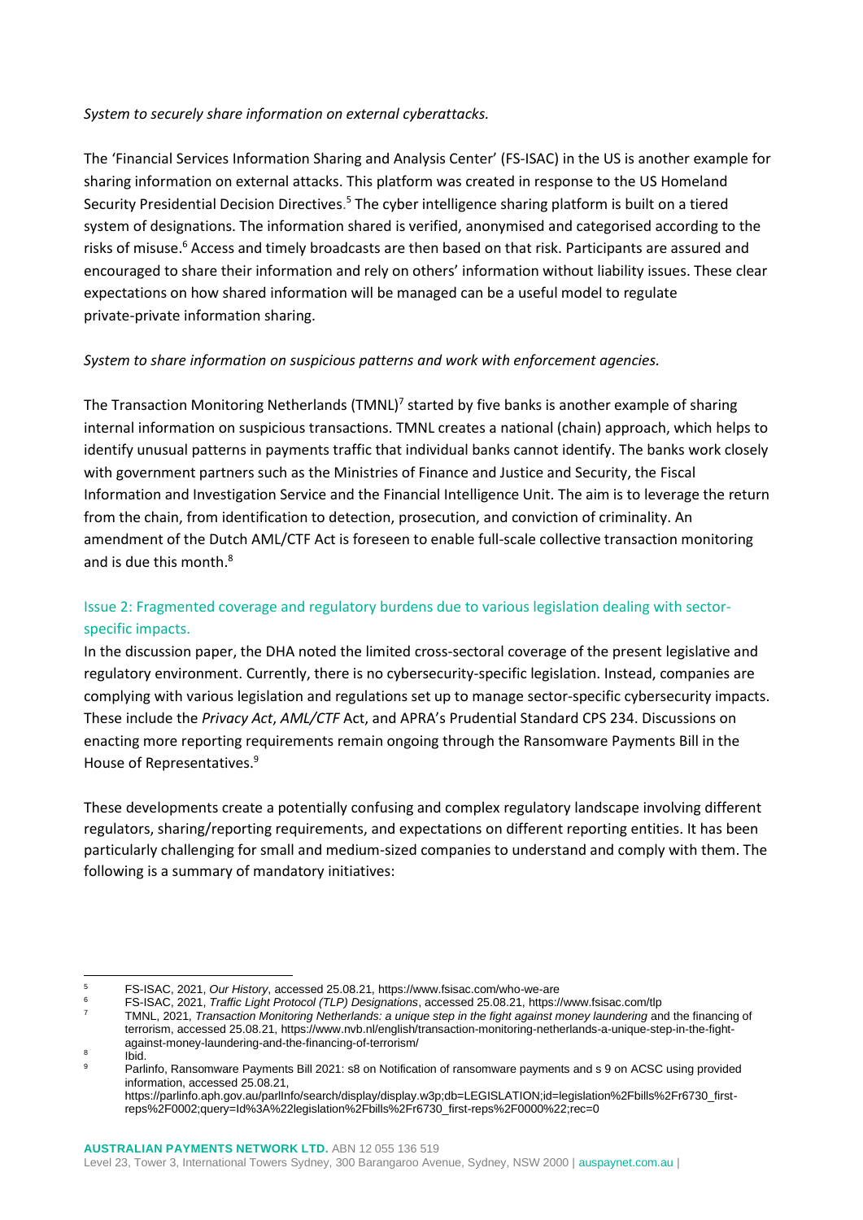*System to securely share information on external cyberattacks.*

The 'Financial Services Information Sharing and Analysis Center' (FS-ISAC) in the US is another example for sharing information on external attacks. This platform was created in response to the US Homeland Security Presidential Decision Directives.[5] The cyber intelligence sharing platform is built on a tiered system of designations. The information shared is verified, anonymised and categorised according to the risks of misuse.[6] Access and timely broadcasts are then based on that risk. Participants are assured and encouraged to share their information and rely on others' information without liability issues. These clear expectations on how shared information will be managed can be a useful model to regulate private-private information sharing.

*System to share information on suspicious patterns and work with enforcement agencies.*

The Transaction Monitoring Netherlands (TMNL)[7] started by five banks is another example of sharing internal information on suspicious transactions. TMNL creates a national (chain) approach, which helps to identify unusual patterns in payments traffic that individual banks cannot identify. The banks work closely with government partners such as the Ministries of Finance and Justice and Security, the Fiscal Information and Investigation Service and the Financial Intelligence Unit. The aim is to leverage the return from the chain, from identification to detection, prosecution, and conviction of criminality. An amendment of the Dutch AML/CTF Act is foreseen to enable full-scale collective transaction monitoring and is due this month.[8]

### Issue 2: Fragmented coverage and regulatory burdens due to various legislation dealing with sector-specific impacts.

In the discussion paper, the DHA noted the limited cross-sectoral coverage of the present legislative and regulatory environment. Currently, there is no cybersecurity-specific legislation. Instead, companies are complying with various legislation and regulations set up to manage sector-specific cybersecurity impacts. These include the *Privacy Act*, *AML/CTF* Act, and APRA's Prudential Standard CPS 234. Discussions on enacting more reporting requirements remain ongoing through the Ransomware Payments Bill in the House of Representatives.[9]

These developments create a potentially confusing and complex regulatory landscape involving different regulators, sharing/reporting requirements, and expectations on different reporting entities. It has been particularly challenging for small and medium-sized companies to understand and comply with them. The following is a summary of mandatory initiatives:

---

[5] FS-ISAC, 2021, *Our History*, accessed 25.08.21, https://www.fsisac.com/who-we-are

[6] FS-ISAC, 2021, *Traffic Light Protocol (TLP) Designations*, accessed 25.08.21, https://www.fsisac.com/tlp

[7] TMNL, 2021, *Transaction Monitoring Netherlands: a unique step in the fight against money laundering* and the financing of terrorism, accessed 25.08.21, https://www.nvb.nl/english/transaction-monitoring-netherlands-a-unique-step-in-the-fight-against-money-laundering-and-the-financing-of-terrorism/

[8] Ibid.

[9] Parlinfo, Ransomware Payments Bill 2021: s8 on Notification of ransomware payments and s 9 on ACSC using provided information, accessed 25.08.21, https://parlinfo.aph.gov.au/parlInfo/search/display/display.w3p;db=LEGISLATION;id=legislation%2Fbills%2Fr6730_first-reps%2F0002;query=Id%3A%22legislation%2Fbills%2Fr6730_first-reps%2F0000%22;rec=0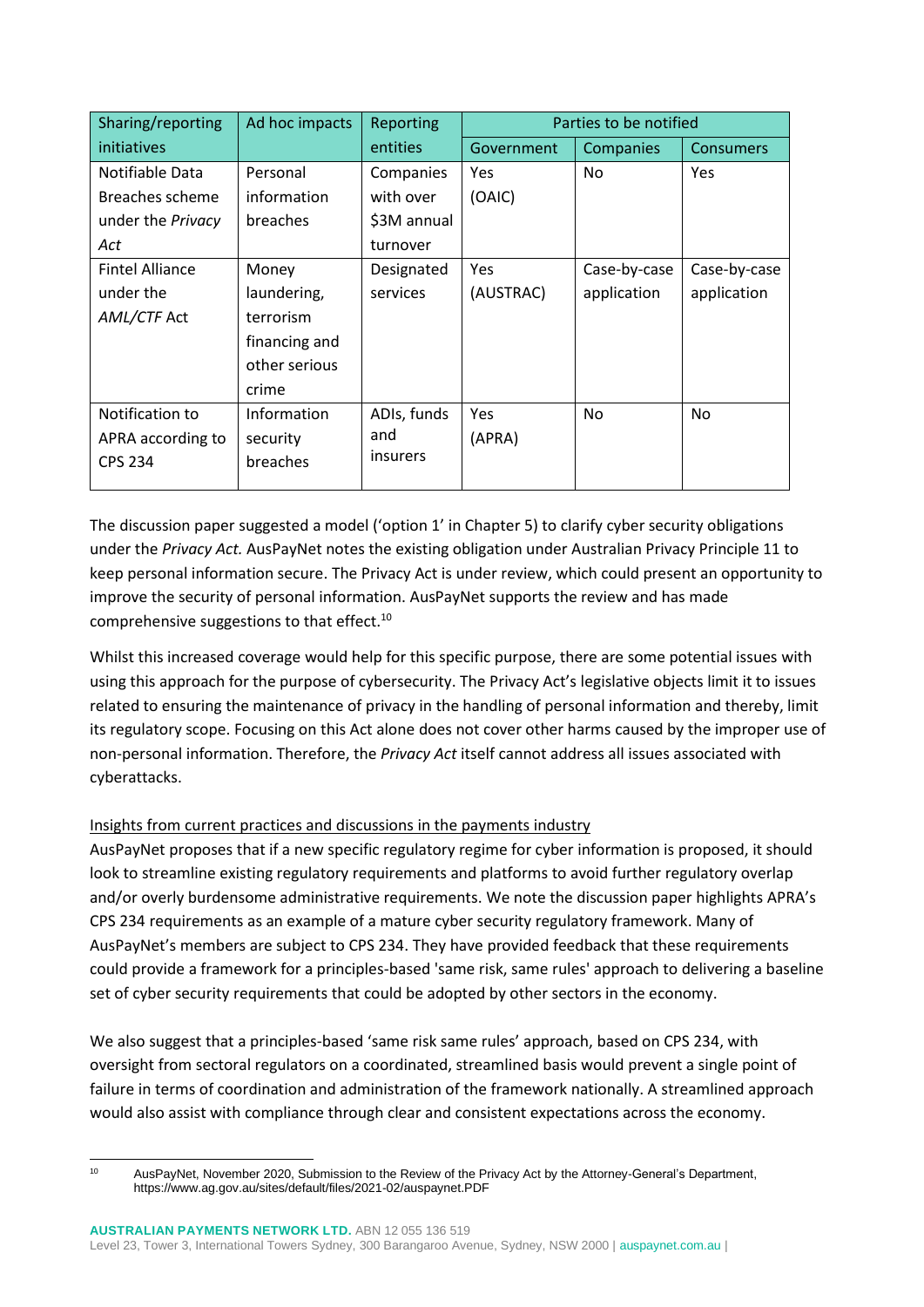| Sharing/reporting initiatives | Ad hoc impacts | Reporting entities | Parties to be notified | | |
|---|---|---|---|---|---|
| | | | Government | Companies | Consumers |
| Notifiable Data Breaches scheme under the *Privacy Act* | Personal information breaches | Companies with over $3M annual turnover | Yes (OAIC) | No | Yes |
| Fintel Alliance under the *AML/CTF* Act | Money laundering, terrorism financing and other serious crime | Designated services | Yes (AUSTRAC) | Case-by-case application | Case-by-case application |
| Notification to APRA according to CPS 234 | Information security breaches | ADIs, funds and insurers | Yes (APRA) | No | No |

The discussion paper suggested a model ('option 1' in Chapter 5) to clarify cyber security obligations under the *Privacy Act.* AusPayNet notes the existing obligation under Australian Privacy Principle 11 to keep personal information secure. The Privacy Act is under review, which could present an opportunity to improve the security of personal information. AusPayNet supports the review and has made comprehensive suggestions to that effect.[10]

Whilst this increased coverage would help for this specific purpose, there are some potential issues with using this approach for the purpose of cybersecurity. The Privacy Act's legislative objects limit it to issues related to ensuring the maintenance of privacy in the handling of personal information and thereby, limit its regulatory scope. Focusing on this Act alone does not cover other harms caused by the improper use of non-personal information. Therefore, the *Privacy Act* itself cannot address all issues associated with cyberattacks.

<u>Insights from current practices and discussions in the payments industry</u>

AusPayNet proposes that if a new specific regulatory regime for cyber information is proposed, it should look to streamline existing regulatory requirements and platforms to avoid further regulatory overlap and/or overly burdensome administrative requirements. We note the discussion paper highlights APRA's CPS 234 requirements as an example of a mature cyber security regulatory framework. Many of AusPayNet's members are subject to CPS 234. They have provided feedback that these requirements could provide a framework for a principles-based 'same risk, same rules' approach to delivering a baseline set of cyber security requirements that could be adopted by other sectors in the economy.

We also suggest that a principles-based 'same risk same rules' approach, based on CPS 234, with oversight from sectoral regulators on a coordinated, streamlined basis would prevent a single point of failure in terms of coordination and administration of the framework nationally. A streamlined approach would also assist with compliance through clear and consistent expectations across the economy.

[10] AusPayNet, November 2020, Submission to the Review of the Privacy Act by the Attorney-General's Department, https://www.ag.gov.au/sites/default/files/2021-02/auspaynet.PDF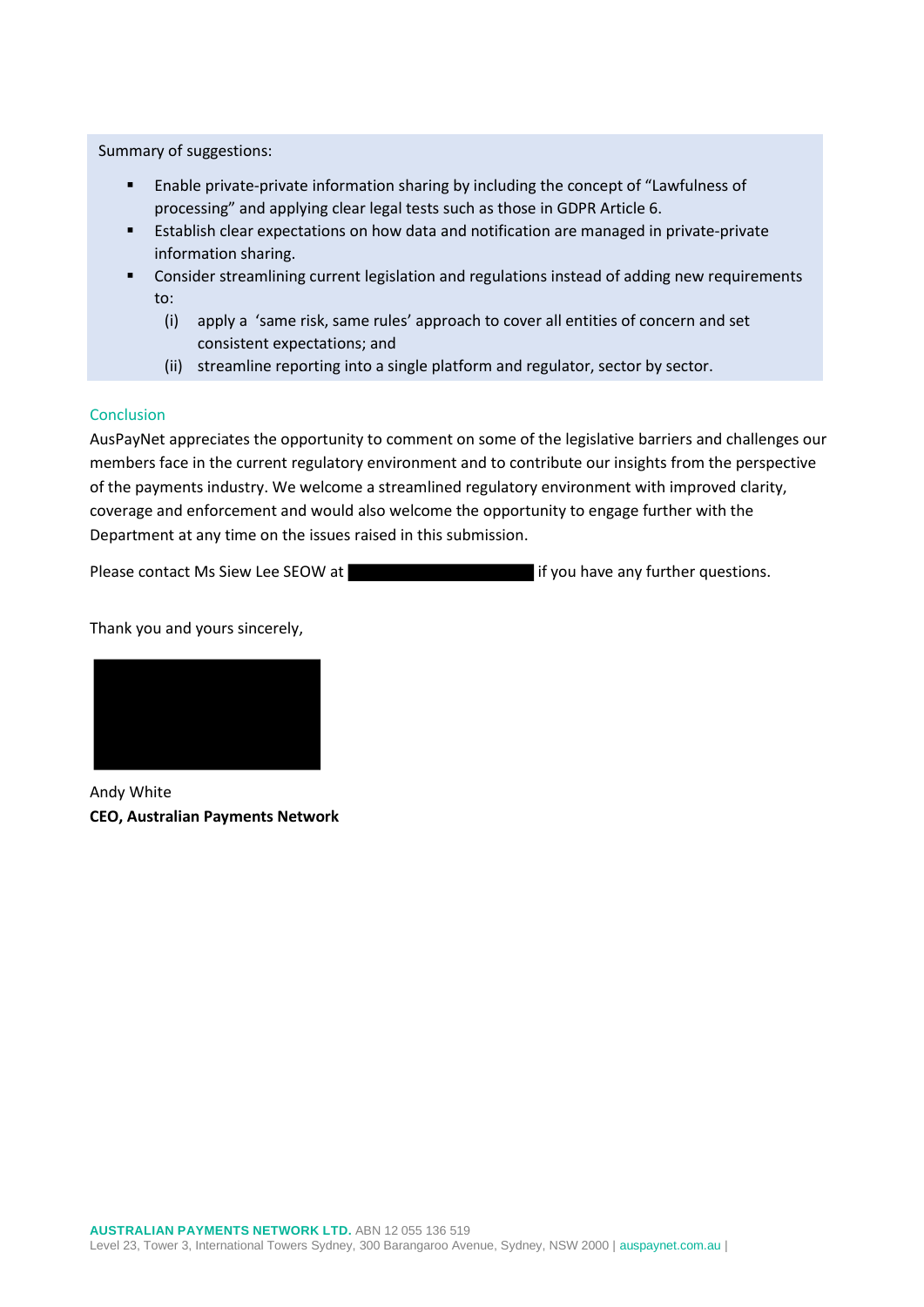Summary of suggestions:

- Enable private-private information sharing by including the concept of “Lawfulness of processing” and applying clear legal tests such as those in GDPR Article 6.
- Establish clear expectations on how data and notification are managed in private-private information sharing.
- Consider streamlining current legislation and regulations instead of adding new requirements to:
  - (i) apply a ‘same risk, same rules’ approach to cover all entities of concern and set consistent expectations; and
  - (ii) streamline reporting into a single platform and regulator, sector by sector.

## Conclusion

AusPayNet appreciates the opportunity to comment on some of the legislative barriers and challenges our members face in the current regulatory environment and to contribute our insights from the perspective of the payments industry. We welcome a streamlined regulatory environment with improved clarity, coverage and enforcement and would also welcome the opportunity to engage further with the Department at any time on the issues raised in this submission.

Please contact Ms Siew Lee SEOW at [redacted] if you have any further questions.

Thank you and yours sincerely,

[redacted]

Andy White
**CEO, Australian Payments Network**

**AUSTRALIAN PAYMENTS NETWORK LTD.** ABN 12 055 136 519
Level 23, Tower 3, International Towers Sydney, 300 Barangaroo Avenue, Sydney, NSW 2000 | auspaynet.com.au |